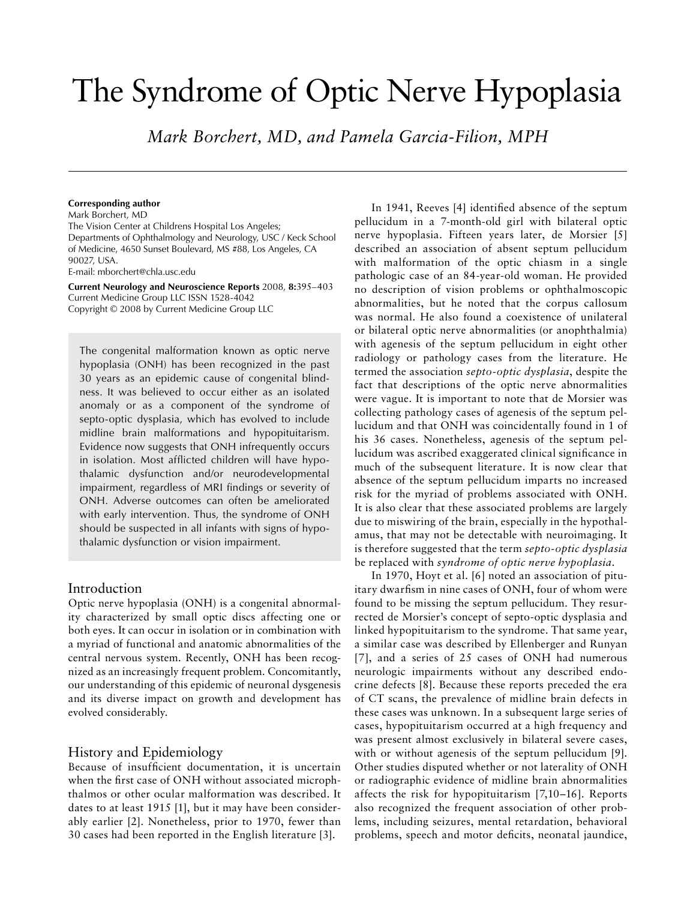# The Syndrome of Optic Nerve Hypoplasia

*Mark Borchert, MD, and Pamela Garcia-Filion, MPH*

**Corresponding author**
Mark Borchert, MD
The Vision Center at Childrens Hospital Los Angeles; Departments of Ophthalmology and Neurology, USC / Keck School of Medicine, 4650 Sunset Boulevard, MS #88, Los Angeles, CA 90027, USA.
E-mail: mborchert@chla.usc.edu

**Current Neurology and Neuroscience Reports** 2008, **8:**395–403
Current Medicine Group LLC ISSN 1528-4042
Copyright © 2008 by Current Medicine Group LLC

The congenital malformation known as optic nerve hypoplasia (ONH) has been recognized in the past 30 years as an epidemic cause of congenital blindness. It was believed to occur either as an isolated anomaly or as a component of the syndrome of septo-optic dysplasia, which has evolved to include midline brain malformations and hypopituitarism. Evidence now suggests that ONH infrequently occurs in isolation. Most afflicted children will have hypothalamic dysfunction and/or neurodevelopmental impairment, regardless of MRI findings or severity of ONH. Adverse outcomes can often be ameliorated with early intervention. Thus, the syndrome of ONH should be suspected in all infants with signs of hypothalamic dysfunction or vision impairment.

## Introduction

Optic nerve hypoplasia (ONH) is a congenital abnormality characterized by small optic discs affecting one or both eyes. It can occur in isolation or in combination with a myriad of functional and anatomic abnormalities of the central nervous system. Recently, ONH has been recognized as an increasingly frequent problem. Concomitantly, our understanding of this epidemic of neuronal dysgenesis and its diverse impact on growth and development has evolved considerably.

## History and Epidemiology

Because of insufficient documentation, it is uncertain when the first case of ONH without associated microphthalmos or other ocular malformation was described. It dates to at least 1915 [1], but it may have been considerably earlier [2]. Nonetheless, prior to 1970, fewer than 30 cases had been reported in the English literature [3].

In 1941, Reeves [4] identified absence of the septum pellucidum in a 7-month-old girl with bilateral optic nerve hypoplasia. Fifteen years later, de Morsier [5] described an association of absent septum pellucidum with malformation of the optic chiasm in a single pathologic case of an 84-year-old woman. He provided no description of vision problems or ophthalmoscopic abnormalities, but he noted that the corpus callosum was normal. He also found a coexistence of unilateral or bilateral optic nerve abnormalities (or anophthalmia) with agenesis of the septum pellucidum in eight other radiology or pathology cases from the literature. He termed the association *septo-optic dysplasia*, despite the fact that descriptions of the optic nerve abnormalities were vague. It is important to note that de Morsier was collecting pathology cases of agenesis of the septum pellucidum and that ONH was coincidentally found in 1 of his 36 cases. Nonetheless, agenesis of the septum pellucidum was ascribed exaggerated clinical significance in much of the subsequent literature. It is now clear that absence of the septum pellucidum imparts no increased risk for the myriad of problems associated with ONH. It is also clear that these associated problems are largely due to miswiring of the brain, especially in the hypothalamus, that may not be detectable with neuroimaging. It is therefore suggested that the term *septo-optic dysplasia* be replaced with *syndrome of optic nerve hypoplasia*.

In 1970, Hoyt et al. [6] noted an association of pituitary dwarfism in nine cases of ONH, four of whom were found to be missing the septum pellucidum. They resurrected de Morsier's concept of septo-optic dysplasia and linked hypopituitarism to the syndrome. That same year, a similar case was described by Ellenberger and Runyan [7], and a series of 25 cases of ONH had numerous neurologic impairments without any described endocrine defects [8]. Because these reports preceded the era of CT scans, the prevalence of midline brain defects in these cases was unknown. In a subsequent large series of cases, hypopituitarism occurred at a high frequency and was present almost exclusively in bilateral severe cases, with or without agenesis of the septum pellucidum [9]. Other studies disputed whether or not laterality of ONH or radiographic evidence of midline brain abnormalities affects the risk for hypopituitarism [7,10–16]. Reports also recognized the frequent association of other problems, including seizures, mental retardation, behavioral problems, speech and motor deficits, neonatal jaundice,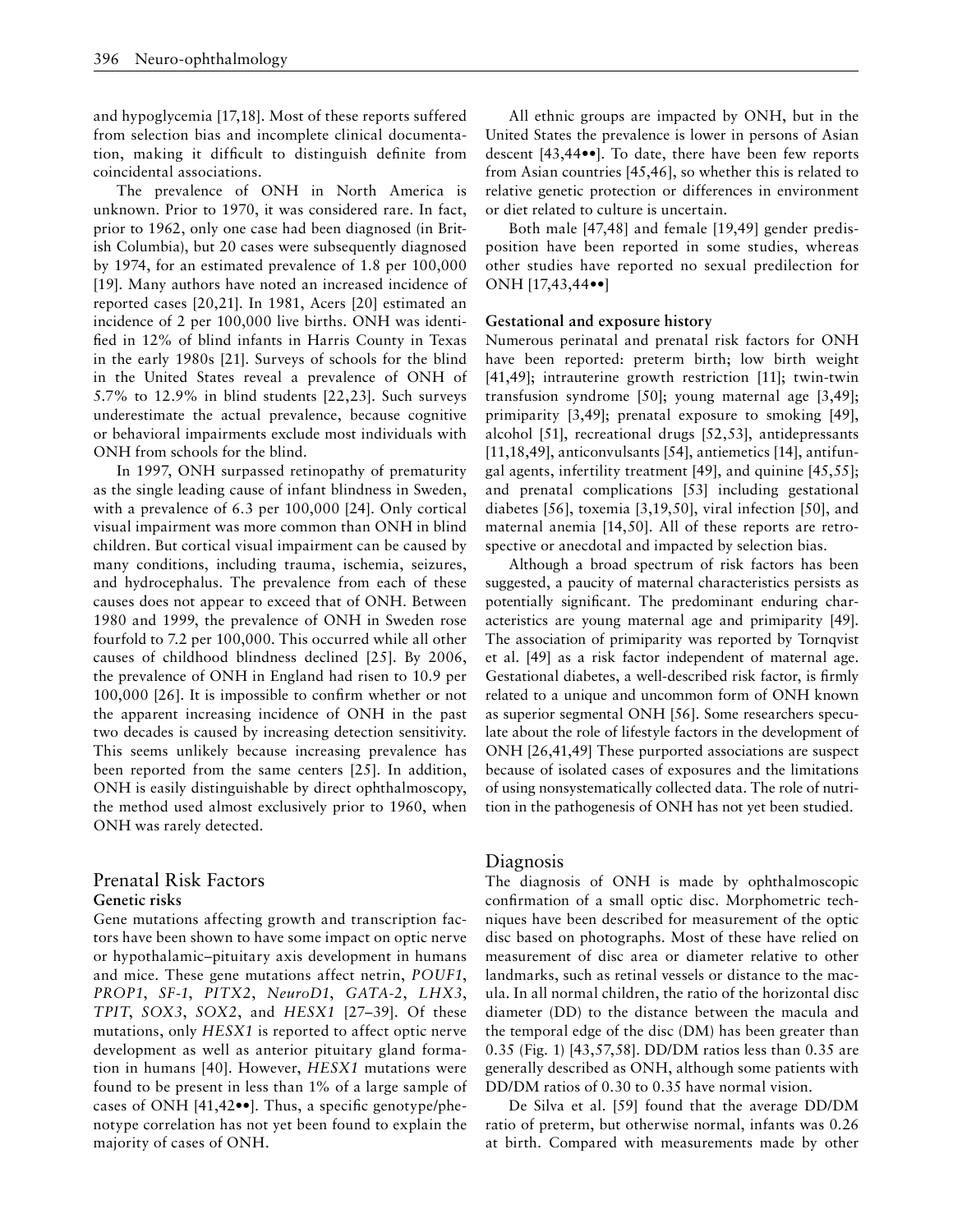and hypoglycemia [17,18]. Most of these reports suffered from selection bias and incomplete clinical documentation, making it difficult to distinguish definite from coincidental associations.

The prevalence of ONH in North America is unknown. Prior to 1970, it was considered rare. In fact, prior to 1962, only one case had been diagnosed (in British Columbia), but 20 cases were subsequently diagnosed by 1974, for an estimated prevalence of 1.8 per 100,000 [19]. Many authors have noted an increased incidence of reported cases [20,21]. In 1981, Acers [20] estimated an incidence of 2 per 100,000 live births. ONH was identified in 12% of blind infants in Harris County in Texas in the early 1980s [21]. Surveys of schools for the blind in the United States reveal a prevalence of ONH of 5.7% to 12.9% in blind students [22,23]. Such surveys underestimate the actual prevalence, because cognitive or behavioral impairments exclude most individuals with ONH from schools for the blind.

In 1997, ONH surpassed retinopathy of prematurity as the single leading cause of infant blindness in Sweden, with a prevalence of 6.3 per 100,000 [24]. Only cortical visual impairment was more common than ONH in blind children. But cortical visual impairment can be caused by many conditions, including trauma, ischemia, seizures, and hydrocephalus. The prevalence from each of these causes does not appear to exceed that of ONH. Between 1980 and 1999, the prevalence of ONH in Sweden rose fourfold to 7.2 per 100,000. This occurred while all other causes of childhood blindness declined [25]. By 2006, the prevalence of ONH in England had risen to 10.9 per 100,000 [26]. It is impossible to confirm whether or not the apparent increasing incidence of ONH in the past two decades is caused by increasing detection sensitivity. This seems unlikely because increasing prevalence has been reported from the same centers [25]. In addition, ONH is easily distinguishable by direct ophthalmoscopy, the method used almost exclusively prior to 1960, when ONH was rarely detected.

## Prenatal Risk Factors

### Genetic risks

Gene mutations affecting growth and transcription factors have been shown to have some impact on optic nerve or hypothalamic–pituitary axis development in humans and mice. These gene mutations affect netrin, *POUF1*, *PROP1*, *SF-1*, *PITX2*, *NeuroD1*, *GATA-2*, *LHX3*, *TPIT*, *SOX3*, *SOX2*, and *HESX1* [27–39]. Of these mutations, only *HESX1* is reported to affect optic nerve development as well as anterior pituitary gland formation in humans [40]. However, *HESX1* mutations were found to be present in less than 1% of a large sample of cases of ONH [41,42••]. Thus, a specific genotype/phenotype correlation has not yet been found to explain the majority of cases of ONH.

All ethnic groups are impacted by ONH, but in the United States the prevalence is lower in persons of Asian descent [43,44••]. To date, there have been few reports from Asian countries [45,46], so whether this is related to relative genetic protection or differences in environment or diet related to culture is uncertain.

Both male [47,48] and female [19,49] gender predisposition have been reported in some studies, whereas other studies have reported no sexual predilection for ONH [17,43,44••]

### Gestational and exposure history

Numerous perinatal and prenatal risk factors for ONH have been reported: preterm birth; low birth weight [41,49]; intrauterine growth restriction [11]; twin-twin transfusion syndrome [50]; young maternal age [3,49]; primiparity [3,49]; prenatal exposure to smoking [49], alcohol [51], recreational drugs [52,53], antidepressants [11,18,49], anticonvulsants [54], antiemetics [14], antifungal agents, infertility treatment [49], and quinine [45,55]; and prenatal complications [53] including gestational diabetes [56], toxemia [3,19,50], viral infection [50], and maternal anemia [14,50]. All of these reports are retrospective or anecdotal and impacted by selection bias.

Although a broad spectrum of risk factors has been suggested, a paucity of maternal characteristics persists as potentially significant. The predominant enduring characteristics are young maternal age and primiparity [49]. The association of primiparity was reported by Tornqvist et al. [49] as a risk factor independent of maternal age. Gestational diabetes, a well-described risk factor, is firmly related to a unique and uncommon form of ONH known as superior segmental ONH [56]. Some researchers speculate about the role of lifestyle factors in the development of ONH [26,41,49] These purported associations are suspect because of isolated cases of exposures and the limitations of using nonsystematically collected data. The role of nutrition in the pathogenesis of ONH has not yet been studied.

## Diagnosis

The diagnosis of ONH is made by ophthalmoscopic confirmation of a small optic disc. Morphometric techniques have been described for measurement of the optic disc based on photographs. Most of these have relied on measurement of disc area or diameter relative to other landmarks, such as retinal vessels or distance to the macula. In all normal children, the ratio of the horizontal disc diameter (DD) to the distance between the macula and the temporal edge of the disc (DM) has been greater than 0.35 (Fig. 1) [43,57,58]. DD/DM ratios less than 0.35 are generally described as ONH, although some patients with DD/DM ratios of 0.30 to 0.35 have normal vision.

De Silva et al. [59] found that the average DD/DM ratio of preterm, but otherwise normal, infants was 0.26 at birth. Compared with measurements made by other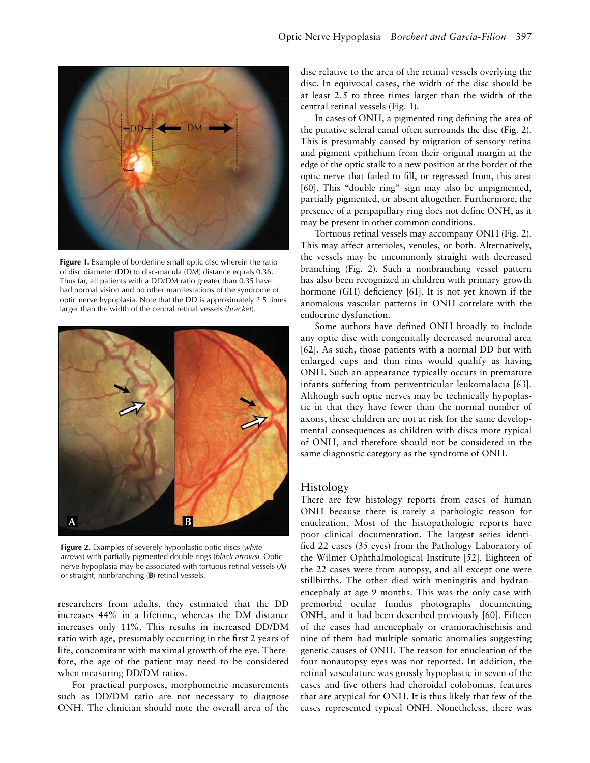**Figure 1.** Example of borderline small optic disc wherein the ratio of disc diameter (DD) to disc-macula (DM) distance equals 0.36. Thus far, all patients with a DD/DM ratio greater than 0.35 have had normal vision and no other manifestations of the syndrome of optic nerve hypoplasia. Note that the DD is approximately 2.5 times larger than the width of the central retinal vessels (*bracket*).

**Figure 2.** Examples of severely hypoplastic optic discs (*white arrows*) with partially pigmented double rings (*black arrows*). Optic nerve hypoplasia may be associated with tortuous retinal vessels (**A**) or straight, nonbranching (**B**) retinal vessels.

researchers from adults, they estimated that the DD increases 44% in a lifetime, whereas the DM distance increases only 11%. This results in increased DD/DM ratio with age, presumably occurring in the first 2 years of life, concomitant with maximal growth of the eye. Therefore, the age of the patient may need to be considered when measuring DD/DM ratios.

For practical purposes, morphometric measurements such as DD/DM ratio are not necessary to diagnose ONH. The clinician should note the overall area of the disc relative to the area of the retinal vessels overlying the disc. In equivocal cases, the width of the disc should be at least 2.5 to three times larger than the width of the central retinal vessels (Fig. 1).

In cases of ONH, a pigmented ring defining the area of the putative scleral canal often surrounds the disc (Fig. 2). This is presumably caused by migration of sensory retina and pigment epithelium from their original margin at the edge of the optic stalk to a new position at the border of the optic nerve that failed to fill, or regressed from, this area [60]. This "double ring" sign may also be unpigmented, partially pigmented, or absent altogether. Furthermore, the presence of a peripapillary ring does not define ONH, as it may be present in other common conditions.

Tortuous retinal vessels may accompany ONH (Fig. 2). This may affect arterioles, venules, or both. Alternatively, the vessels may be uncommonly straight with decreased branching (Fig. 2). Such a nonbranching vessel pattern has also been recognized in children with primary growth hormone (GH) deficiency [61]. It is not yet known if the anomalous vascular patterns in ONH correlate with the endocrine dysfunction.

Some authors have defined ONH broadly to include any optic disc with congenitally decreased neuronal area [62]. As such, those patients with a normal DD but with enlarged cups and thin rims would qualify as having ONH. Such an appearance typically occurs in premature infants suffering from periventricular leukomalacia [63]. Although such optic nerves may be technically hypoplastic in that they have fewer than the normal number of axons, these children are not at risk for the same developmental consequences as children with discs more typical of ONH, and therefore should not be considered in the same diagnostic category as the syndrome of ONH.

## Histology

There are few histology reports from cases of human ONH because there is rarely a pathologic reason for enucleation. Most of the histopathologic reports have poor clinical documentation. The largest series identified 22 cases (35 eyes) from the Pathology Laboratory of the Wilmer Ophthalmological Institute [52]. Eighteen of the 22 cases were from autopsy, and all except one were stillbirths. The other died with meningitis and hydranencephaly at age 9 months. This was the only case with premorbid ocular fundus photographs documenting ONH, and it had been described previously [60]. Fifteen of the cases had anencephaly or craniorachischisis and nine of them had multiple somatic anomalies suggesting genetic causes of ONH. The reason for enucleation of the four nonautopsy eyes was not reported. In addition, the retinal vasculature was grossly hypoplastic in seven of the cases and five others had choroidal colobomas, features that are atypical for ONH. It is thus likely that few of the cases represented typical ONH. Nonetheless, there was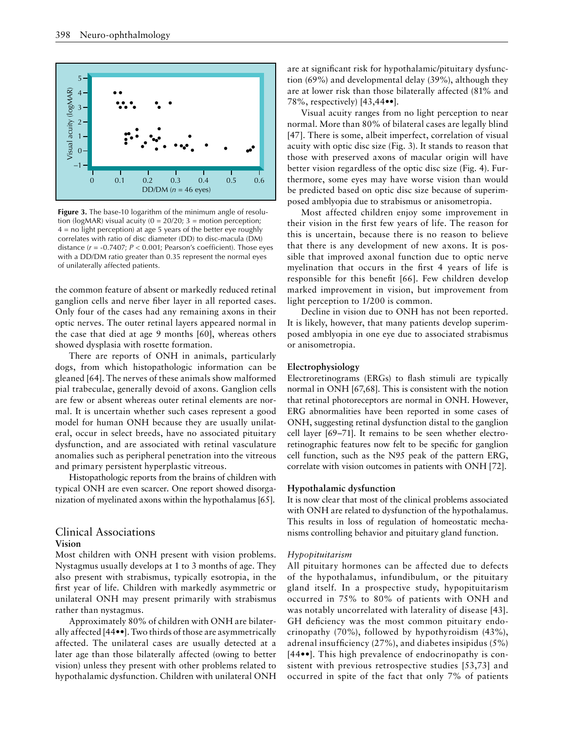**Figure 3.** The base-10 logarithm of the minimum angle of resolution (logMAR) visual acuity (0 = 20/20; 3 = motion perception; 4 = no light perception) at age 5 years of the better eye roughly correlates with ratio of disc diameter (DD) to disc-macula (DM) distance ($r$ = -0.7407; $P$ < 0.001; Pearson's coefficient). Those eyes with a DD/DM ratio greater than 0.35 represent the normal eyes of unilaterally affected patients.

the common feature of absent or markedly reduced retinal ganglion cells and nerve fiber layer in all reported cases. Only four of the cases had any remaining axons in their optic nerves. The outer retinal layers appeared normal in the case that died at age 9 months [60], whereas others showed dysplasia with rosette formation.

There are reports of ONH in animals, particularly dogs, from which histopathologic information can be gleaned [64]. The nerves of these animals show malformed pial trabeculae, generally devoid of axons. Ganglion cells are few or absent whereas outer retinal elements are normal. It is uncertain whether such cases represent a good model for human ONH because they are usually unilateral, occur in select breeds, have no associated pituitary dysfunction, and are associated with retinal vasculature anomalies such as peripheral penetration into the vitreous and primary persistent hyperplastic vitreous.

Histopathologic reports from the brains of children with typical ONH are even scarcer. One report showed disorganization of myelinated axons within the hypothalamus [65].

## Clinical Associations

### Vision

Most children with ONH present with vision problems. Nystagmus usually develops at 1 to 3 months of age. They also present with strabismus, typically esotropia, in the first year of life. Children with markedly asymmetric or unilateral ONH may present primarily with strabismus rather than nystagmus.

Approximately 80% of children with ONH are bilaterally affected [44••]. Two thirds of those are asymmetrically affected. The unilateral cases are usually detected at a later age than those bilaterally affected (owing to better vision) unless they present with other problems related to hypothalamic dysfunction. Children with unilateral ONH are at significant risk for hypothalamic/pituitary dysfunction (69%) and developmental delay (39%), although they are at lower risk than those bilaterally affected (81% and 78%, respectively) [43,44••].

Visual acuity ranges from no light perception to near normal. More than 80% of bilateral cases are legally blind [47]. There is some, albeit imperfect, correlation of visual acuity with optic disc size (Fig. 3). It stands to reason that those with preserved axons of macular origin will have better vision regardless of the optic disc size (Fig. 4). Furthermore, some eyes may have worse vision than would be predicted based on optic disc size because of superimposed amblyopia due to strabismus or anisometropia.

Most affected children enjoy some improvement in their vision in the first few years of life. The reason for this is uncertain, because there is no reason to believe that there is any development of new axons. It is possible that improved axonal function due to optic nerve myelination that occurs in the first 4 years of life is responsible for this benefit [66]. Few children develop marked improvement in vision, but improvement from light perception to 1/200 is common.

Decline in vision due to ONH has not been reported. It is likely, however, that many patients develop superimposed amblyopia in one eye due to associated strabismus or anisometropia.

### Electrophysiology

Electroretinograms (ERGs) to flash stimuli are typically normal in ONH [67,68]. This is consistent with the notion that retinal photoreceptors are normal in ONH. However, ERG abnormalities have been reported in some cases of ONH, suggesting retinal dysfunction distal to the ganglion cell layer [69–71]. It remains to be seen whether electroretinographic features now felt to be specific for ganglion cell function, such as the N95 peak of the pattern ERG, correlate with vision outcomes in patients with ONH [72].

### Hypothalamic dysfunction

It is now clear that most of the clinical problems associated with ONH are related to dysfunction of the hypothalamus. This results in loss of regulation of homeostatic mechanisms controlling behavior and pituitary gland function.

#### *Hypopituitarism*

All pituitary hormones can be affected due to defects of the hypothalamus, infundibulum, or the pituitary gland itself. In a prospective study, hypopituitarism occurred in 75% to 80% of patients with ONH and was notably uncorrelated with laterality of disease [43]. GH deficiency was the most common pituitary endocrinopathy (70%), followed by hypothyroidism (43%), adrenal insufficiency (27%), and diabetes insipidus (5%) [44••]. This high prevalence of endocrinopathy is consistent with previous retrospective studies [53,73] and occurred in spite of the fact that only 7% of patients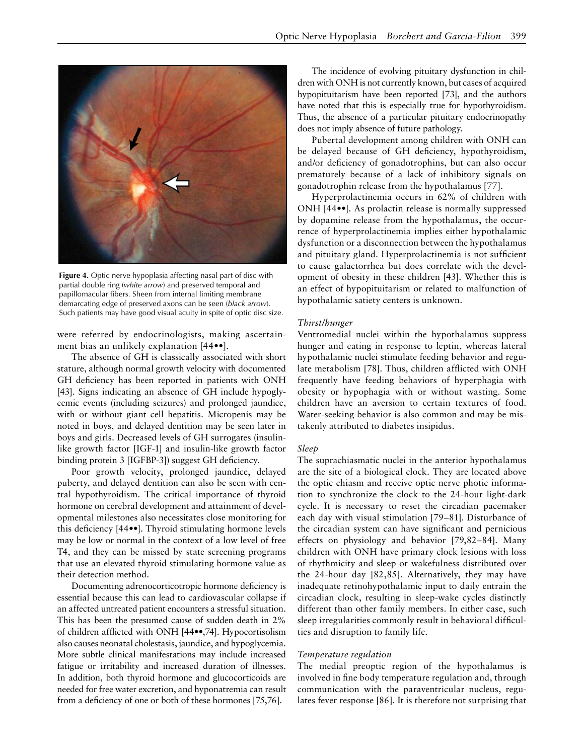Figure 4. Optic nerve hypoplasia affecting nasal part of disc with partial double ring (*white arrow*) and preserved temporal and papillomacular fibers. Sheen from internal limiting membrane demarcating edge of preserved axons can be seen (*black arrow*). Such patients may have good visual acuity in spite of optic disc size.

were referred by endocrinologists, making ascertainment bias an unlikely explanation [44••].

The absence of GH is classically associated with short stature, although normal growth velocity with documented GH deficiency has been reported in patients with ONH [43]. Signs indicating an absence of GH include hypoglycemic events (including seizures) and prolonged jaundice, with or without giant cell hepatitis. Micropenis may be noted in boys, and delayed dentition may be seen later in boys and girls. Decreased levels of GH surrogates (insulin-like growth factor [IGF-1] and insulin-like growth factor binding protein 3 [IGFBP-3]) suggest GH deficiency.

Poor growth velocity, prolonged jaundice, delayed puberty, and delayed dentition can also be seen with central hypothyroidism. The critical importance of thyroid hormone on cerebral development and attainment of developmental milestones also necessitates close monitoring for this deficiency [44••]. Thyroid stimulating hormone levels may be low or normal in the context of a low level of free T4, and they can be missed by state screening programs that use an elevated thyroid stimulating hormone value as their detection method.

Documenting adrenocorticotropic hormone deficiency is essential because this can lead to cardiovascular collapse if an affected untreated patient encounters a stressful situation. This has been the presumed cause of sudden death in 2% of children afflicted with ONH [44••,74]. Hypocortisolism also causes neonatal cholestasis, jaundice, and hypoglycemia. More subtle clinical manifestations may include increased fatigue or irritability and increased duration of illnesses. In addition, both thyroid hormone and glucocorticoids are needed for free water excretion, and hyponatremia can result from a deficiency of one or both of these hormones [75,76].

The incidence of evolving pituitary dysfunction in children with ONH is not currently known, but cases of acquired hypopituitarism have been reported [73], and the authors have noted that this is especially true for hypothyroidism. Thus, the absence of a particular pituitary endocrinopathy does not imply absence of future pathology.

Pubertal development among children with ONH can be delayed because of GH deficiency, hypothyroidism, and/or deficiency of gonadotrophins, but can also occur prematurely because of a lack of inhibitory signals on gonadotrophin release from the hypothalamus [77].

Hyperprolactinemia occurs in 62% of children with ONH [44••]. As prolactin release is normally suppressed by dopamine release from the hypothalamus, the occurrence of hyperprolactinemia implies either hypothalamic dysfunction or a disconnection between the hypothalamus and pituitary gland. Hyperprolactinemia is not sufficient to cause galactorrhea but does correlate with the development of obesity in these children [43]. Whether this is an effect of hypopituitarism or related to malfunction of hypothalamic satiety centers is unknown.

*Thirst/hunger*

Ventromedial nuclei within the hypothalamus suppress hunger and eating in response to leptin, whereas lateral hypothalamic nuclei stimulate feeding behavior and regulate metabolism [78]. Thus, children afflicted with ONH frequently have feeding behaviors of hyperphagia with obesity or hypophagia with or without wasting. Some children have an aversion to certain textures of food. Water-seeking behavior is also common and may be mistakenly attributed to diabetes insipidus.

*Sleep*

The suprachiasmatic nuclei in the anterior hypothalamus are the site of a biological clock. They are located above the optic chiasm and receive optic nerve photic information to synchronize the clock to the 24-hour light-dark cycle. It is necessary to reset the circadian pacemaker each day with visual stimulation [79–81]. Disturbance of the circadian system can have significant and pernicious effects on physiology and behavior [79,82–84]. Many children with ONH have primary clock lesions with loss of rhythmicity and sleep or wakefulness distributed over the 24-hour day [82,85]. Alternatively, they may have inadequate retinohypothalamic input to daily entrain the circadian clock, resulting in sleep-wake cycles distinctly different than other family members. In either case, such sleep irregularities commonly result in behavioral difficulties and disruption to family life.

*Temperature regulation*

The medial preoptic region of the hypothalamus is involved in fine body temperature regulation and, through communication with the paraventricular nucleus, regulates fever response [86]. It is therefore not surprising that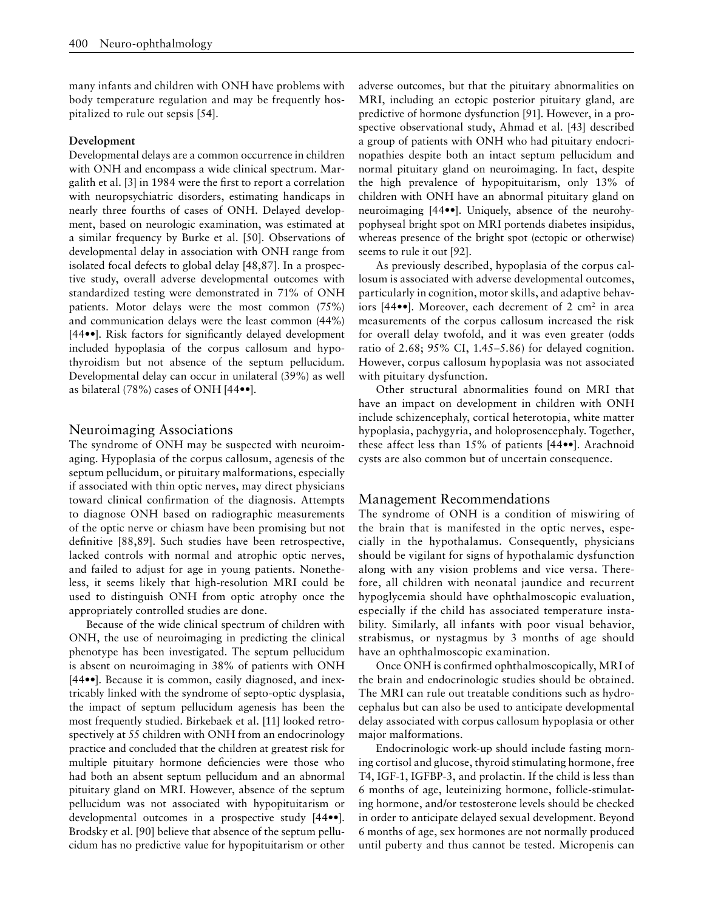many infants and children with ONH have problems with body temperature regulation and may be frequently hospitalized to rule out sepsis [54].

**Development**

Developmental delays are a common occurrence in children with ONH and encompass a wide clinical spectrum. Margalith et al. [3] in 1984 were the first to report a correlation with neuropsychiatric disorders, estimating handicaps in nearly three fourths of cases of ONH. Delayed development, based on neurologic examination, was estimated at a similar frequency by Burke et al. [50]. Observations of developmental delay in association with ONH range from isolated focal defects to global delay [48,87]. In a prospective study, overall adverse developmental outcomes with standardized testing were demonstrated in 71% of ONH patients. Motor delays were the most common (75%) and communication delays were the least common (44%) [44••]. Risk factors for significantly delayed development included hypoplasia of the corpus callosum and hypothyroidism but not absence of the septum pellucidum. Developmental delay can occur in unilateral (39%) as well as bilateral (78%) cases of ONH [44••].

## Neuroimaging Associations

The syndrome of ONH may be suspected with neuroimaging. Hypoplasia of the corpus callosum, agenesis of the septum pellucidum, or pituitary malformations, especially if associated with thin optic nerves, may direct physicians toward clinical confirmation of the diagnosis. Attempts to diagnose ONH based on radiographic measurements of the optic nerve or chiasm have been promising but not definitive [88,89]. Such studies have been retrospective, lacked controls with normal and atrophic optic nerves, and failed to adjust for age in young patients. Nonetheless, it seems likely that high-resolution MRI could be used to distinguish ONH from optic atrophy once the appropriately controlled studies are done.

Because of the wide clinical spectrum of children with ONH, the use of neuroimaging in predicting the clinical phenotype has been investigated. The septum pellucidum is absent on neuroimaging in 38% of patients with ONH [44••]. Because it is common, easily diagnosed, and inextricably linked with the syndrome of septo-optic dysplasia, the impact of septum pellucidum agenesis has been the most frequently studied. Birkebaek et al. [11] looked retrospectively at 55 children with ONH from an endocrinology practice and concluded that the children at greatest risk for multiple pituitary hormone deficiencies were those who had both an absent septum pellucidum and an abnormal pituitary gland on MRI. However, absence of the septum pellucidum was not associated with hypopituitarism or developmental outcomes in a prospective study [44••]. Brodsky et al. [90] believe that absence of the septum pellucidum has no predictive value for hypopituitarism or other adverse outcomes, but that the pituitary abnormalities on MRI, including an ectopic posterior pituitary gland, are predictive of hormone dysfunction [91]. However, in a prospective observational study, Ahmad et al. [43] described a group of patients with ONH who had pituitary endocrinopathies despite both an intact septum pellucidum and normal pituitary gland on neuroimaging. In fact, despite the high prevalence of hypopituitarism, only 13% of children with ONH have an abnormal pituitary gland on neuroimaging [44••]. Uniquely, absence of the neurohypophyseal bright spot on MRI portends diabetes insipidus, whereas presence of the bright spot (ectopic or otherwise) seems to rule it out [92].

As previously described, hypoplasia of the corpus callosum is associated with adverse developmental outcomes, particularly in cognition, motor skills, and adaptive behaviors [44••]. Moreover, each decrement of 2 $cm^2$ in area measurements of the corpus callosum increased the risk for overall delay twofold, and it was even greater (odds ratio of 2.68; 95% CI, 1.45–5.86) for delayed cognition. However, corpus callosum hypoplasia was not associated with pituitary dysfunction.

Other structural abnormalities found on MRI that have an impact on development in children with ONH include schizencephaly, cortical heterotopia, white matter hypoplasia, pachygyria, and holoprosencephaly. Together, these affect less than 15% of patients [44••]. Arachnoid cysts are also common but of uncertain consequence.

## Management Recommendations

The syndrome of ONH is a condition of miswiring of the brain that is manifested in the optic nerves, especially in the hypothalamus. Consequently, physicians should be vigilant for signs of hypothalamic dysfunction along with any vision problems and vice versa. Therefore, all children with neonatal jaundice and recurrent hypoglycemia should have ophthalmoscopic evaluation, especially if the child has associated temperature instability. Similarly, all infants with poor visual behavior, strabismus, or nystagmus by 3 months of age should have an ophthalmoscopic examination.

Once ONH is confirmed ophthalmoscopically, MRI of the brain and endocrinologic studies should be obtained. The MRI can rule out treatable conditions such as hydrocephalus but can also be used to anticipate developmental delay associated with corpus callosum hypoplasia or other major malformations.

Endocrinologic work-up should include fasting morning cortisol and glucose, thyroid stimulating hormone, free T4, IGF-1, IGFBP-3, and prolactin. If the child is less than 6 months of age, leuteinizing hormone, follicle-stimulating hormone, and/or testosterone levels should be checked in order to anticipate delayed sexual development. Beyond 6 months of age, sex hormones are not normally produced until puberty and thus cannot be tested. Micropenis can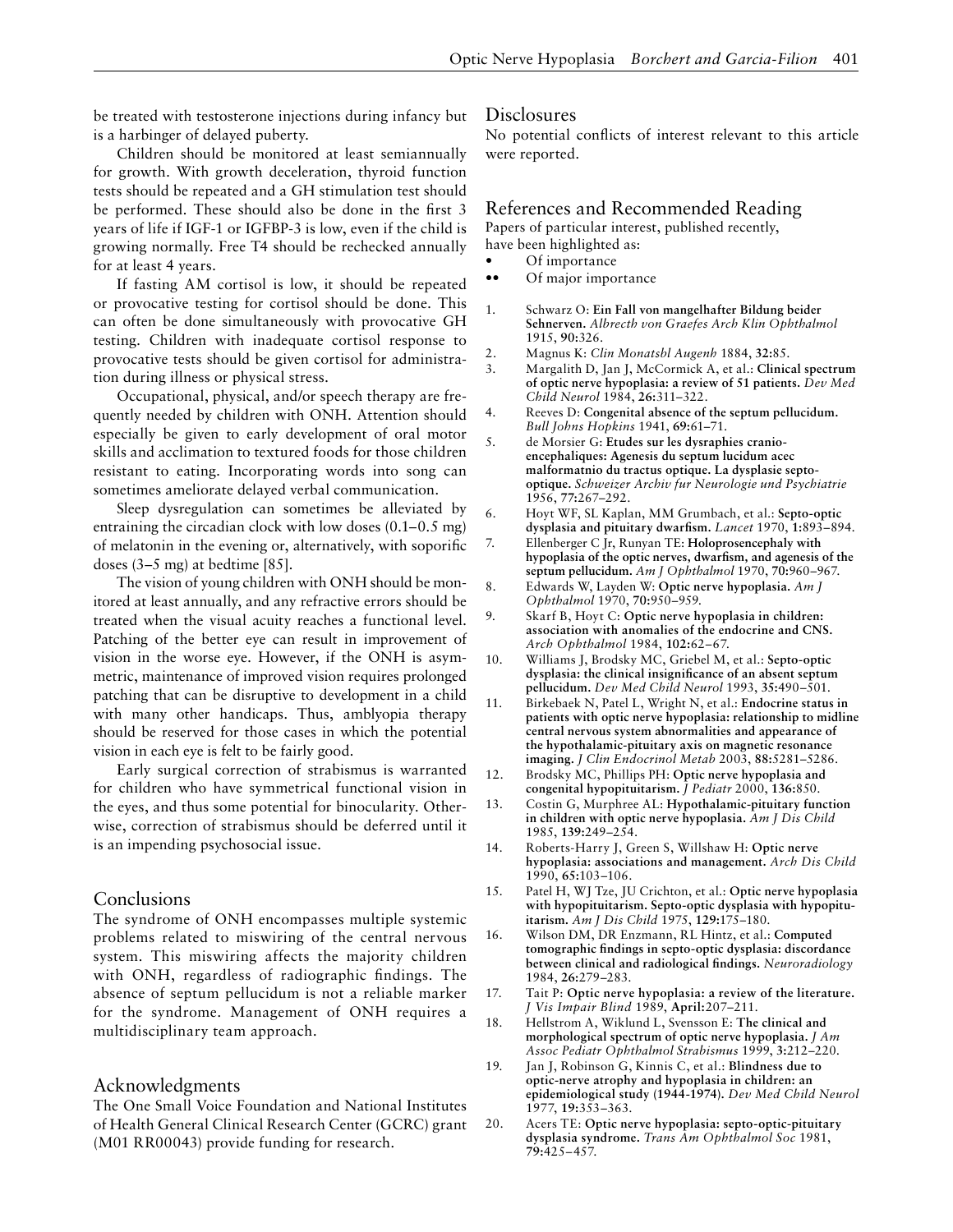be treated with testosterone injections during infancy but is a harbinger of delayed puberty.

Children should be monitored at least semiannually for growth. With growth deceleration, thyroid function tests should be repeated and a GH stimulation test should be performed. These should also be done in the first 3 years of life if IGF-1 or IGFBP-3 is low, even if the child is growing normally. Free T4 should be rechecked annually for at least 4 years.

If fasting AM cortisol is low, it should be repeated or provocative testing for cortisol should be done. This can often be done simultaneously with provocative GH testing. Children with inadequate cortisol response to provocative tests should be given cortisol for administration during illness or physical stress.

Occupational, physical, and/or speech therapy are frequently needed by children with ONH. Attention should especially be given to early development of oral motor skills and acclimation to textured foods for those children resistant to eating. Incorporating words into song can sometimes ameliorate delayed verbal communication.

Sleep dysregulation can sometimes be alleviated by entraining the circadian clock with low doses (0.1–0.5 mg) of melatonin in the evening or, alternatively, with soporific doses (3–5 mg) at bedtime [85].

The vision of young children with ONH should be monitored at least annually, and any refractive errors should be treated when the visual acuity reaches a functional level. Patching of the better eye can result in improvement of vision in the worse eye. However, if the ONH is asymmetric, maintenance of improved vision requires prolonged patching that can be disruptive to development in a child with many other handicaps. Thus, amblyopia therapy should be reserved for those cases in which the potential vision in each eye is felt to be fairly good.

Early surgical correction of strabismus is warranted for children who have symmetrical functional vision in the eyes, and thus some potential for binocularity. Otherwise, correction of strabismus should be deferred until it is an impending psychosocial issue.

## Conclusions

The syndrome of ONH encompasses multiple systemic problems related to miswiring of the central nervous system. This miswiring affects the majority children with ONH, regardless of radiographic findings. The absence of septum pellucidum is not a reliable marker for the syndrome. Management of ONH requires a multidisciplinary team approach.

## Acknowledgments

The One Small Voice Foundation and National Institutes of Health General Clinical Research Center (GCRC) grant (M01 RR00043) provide funding for research.

## Disclosures

No potential conflicts of interest relevant to this article were reported.

## References and Recommended Reading

Papers of particular interest, published recently, have been highlighted as:
- • Of importance
- •• Of major importance

1. Schwarz O: **Ein Fall von mangelhafter Bildung beider Sehnerven.** *Albrecth von Graefes Arch Klin Ophthalmol* 1915, **90:**326.
2. Magnus K: *Clin Monatsbl Augenh* 1884, **32:**85.
3. Margalith D, Jan J, McCormick A, et al.: **Clinical spectrum of optic nerve hypoplasia: a review of 51 patients.** *Dev Med Child Neurol* 1984, **26:**311–322.
4. Reeves D: **Congenital absence of the septum pellucidum.** *Bull Johns Hopkins* 1941, **69:**61–71.
5. de Morsier G: **Etudes sur les dysraphies cranio-encephaliques: Agenesis du septum lucidum acec malformatnio du tractus optique. La dysplasie septo-optique.** *Schweizer Archiv fur Neurologie und Psychiatrie* 1956, **77:**267–292.
6. Hoyt WF, SL Kaplan, MM Grumbach, et al.: **Septo-optic dysplasia and pituitary dwarfism.** *Lancet* 1970, **1:**893–894.
7. Ellenberger C Jr, Runyan TE: **Holoprosencephaly with hypoplasia of the optic nerves, dwarfism, and agenesis of the septum pellucidum.** *Am J Ophthalmol* 1970, **70:**960–967.
8. Edwards W, Layden W: **Optic nerve hypoplasia.** *Am J Ophthalmol* 1970, **70:**950–959.
9. Skarf B, Hoyt C: **Optic nerve hypoplasia in children: association with anomalies of the endocrine and CNS.** *Arch Ophthalmol* 1984, **102:**62–67.
10. Williams J, Brodsky MC, Griebel M, et al.: **Septo-optic dysplasia: the clinical insignificance of an absent septum pellucidum.** *Dev Med Child Neurol* 1993, **35:**490–501.
11. Birkebaek N, Patel L, Wright N, et al.: **Endocrine status in patients with optic nerve hypoplasia: relationship to midline central nervous system abnormalities and appearance of the hypothalamic-pituitary axis on magnetic resonance imaging.** *J Clin Endocrinol Metab* 2003, **88:**5281–5286.
12. Brodsky MC, Phillips PH: **Optic nerve hypoplasia and congenital hypopituitarism.** *J Pediatr* 2000, **136:**850.
13. Costin G, Murphree AL: **Hypothalamic-pituitary function in children with optic nerve hypoplasia.** *Am J Dis Child* 1985, **139:**249–254.
14. Roberts-Harry J, Green S, Willshaw H: **Optic nerve hypoplasia: associations and management.** *Arch Dis Child* 1990, **65:**103–106.
15. Patel H, WJ Tze, JU Crichton, et al.: **Optic nerve hypoplasia with hypopituitarism. Septo-optic dysplasia with hypopituitarism.** *Am J Dis Child* 1975, **129:**175–180.
16. Wilson DM, DR Enzmann, RL Hintz, et al.: **Computed tomographic findings in septo-optic dysplasia: discordance between clinical and radiological findings.** *Neuroradiology* 1984, **26:**279–283.
17. Tait P: **Optic nerve hypoplasia: a review of the literature.** *J Vis Impair Blind* 1989, **April:**207–211.
18. Hellstrom A, Wiklund L, Svensson E: **The clinical and morphological spectrum of optic nerve hypoplasia.** *J Am Assoc Pediatr Ophthalmol Strabismus* 1999, **3:**212–220.
19. Jan J, Robinson G, Kinnis C, et al.: **Blindness due to optic-nerve atrophy and hypoplasia in children: an epidemiological study (1944-1974).** *Dev Med Child Neurol* 1977, **19:**353–363.
20. Acers TE: **Optic nerve hypoplasia: septo-optic-pituitary dysplasia syndrome.** *Trans Am Ophthalmol Soc* 1981, **79:**425–457.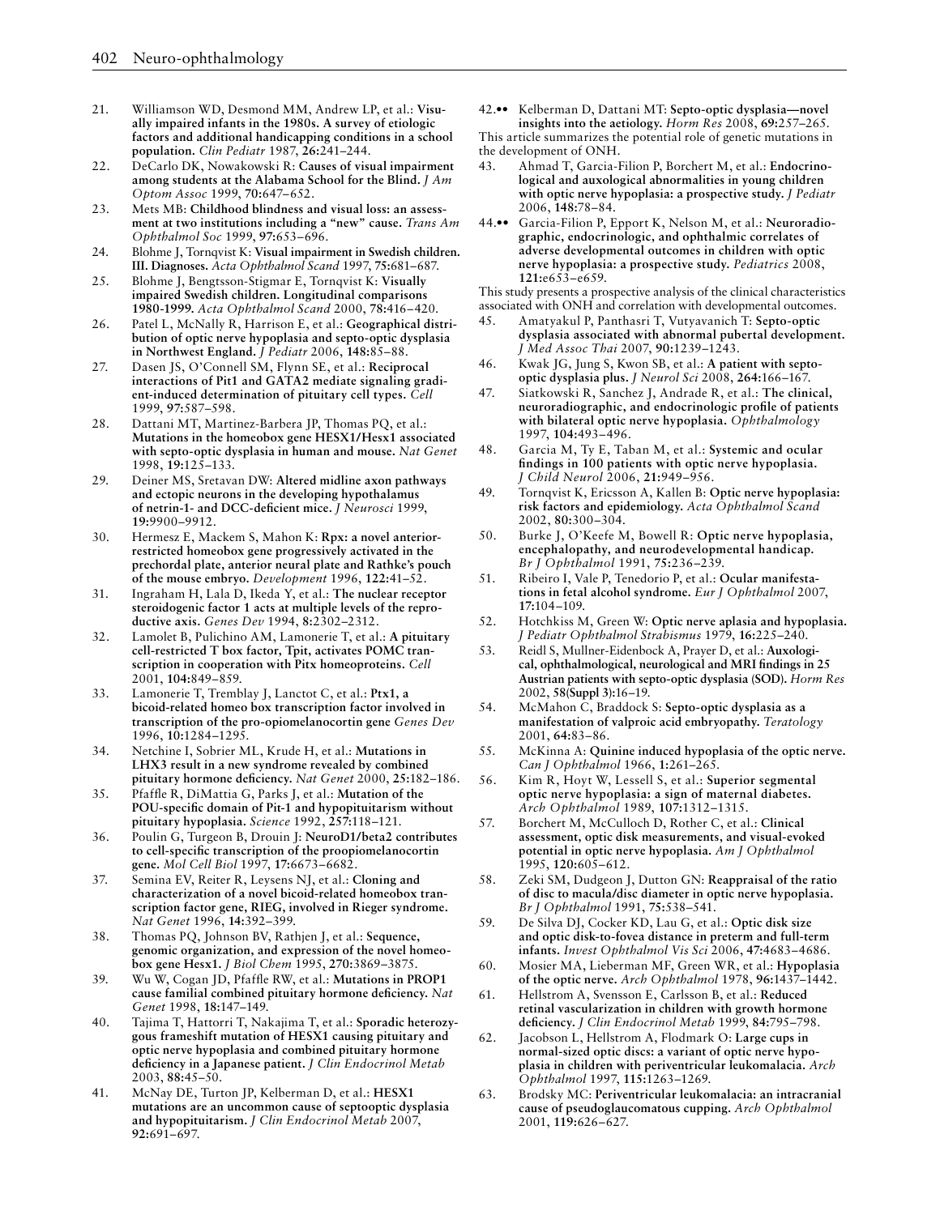21. Williamson WD, Desmond MM, Andrew LP, et al.: **Visually impaired infants in the 1980s. A survey of etiologic factors and additional handicapping conditions in a school population.** *Clin Pediatr* 1987, **26:**241–244.
22. DeCarlo DK, Nowakowski R: **Causes of visual impairment among students at the Alabama School for the Blind.** *J Am Optom Assoc* 1999, **70:**647–652.
23. Mets MB: **Childhood blindness and visual loss: an assessment at two institutions including a "new" cause.** *Trans Am Ophthalmol Soc* 1999, **97:**653–696.
24. Blohme J, Tornqvist K: **Visual impairment in Swedish children. III. Diagnoses.** *Acta Ophthalmol Scand* 1997, **75:**681–687.
25. Blohme J, Bengtsson-Stigmar E, Tornqvist K: **Visually impaired Swedish children. Longitudinal comparisons 1980-1999.** *Acta Ophthalmol Scand* 2000, **78:**416–420.
26. Patel L, McNally R, Harrison E, et al.: **Geographical distribution of optic nerve hypoplasia and septo-optic dysplasia in Northwest England.** *J Pediatr* 2006, **148:**85–88.
27. Dasen JS, O'Connell SM, Flynn SE, et al.: **Reciprocal interactions of Pit1 and GATA2 mediate signaling gradient-induced determination of pituitary cell types.** *Cell* 1999, **97:**587–598.
28. Dattani MT, Martinez-Barbera JP, Thomas PQ, et al.: **Mutations in the homeobox gene HESX1/Hesx1 associated with septo-optic dysplasia in human and mouse.** *Nat Genet* 1998, **19:**125–133.
29. Deiner MS, Sretavan DW: **Altered midline axon pathways and ectopic neurons in the developing hypothalamus of netrin-1- and DCC-deficient mice.** *J Neurosci* 1999, **19:**9900–9912.
30. Hermesz E, Mackem S, Mahon K: **Rpx: a novel anterior-restricted homeobox gene progressively activated in the prechordal plate, anterior neural plate and Rathke's pouch of the mouse embryo.** *Development* 1996, **122:**41–52.
31. Ingraham H, Lala D, Ikeda Y, et al.: **The nuclear receptor steroidogenic factor 1 acts at multiple levels of the reproductive axis.** *Genes Dev* 1994, **8:**2302–2312.
32. Lamolet B, Pulichino AM, Lamonerie T, et al.: **A pituitary cell-restricted T box factor, Tpit, activates POMC transcription in cooperation with Pitx homeoproteins.** *Cell* 2001, **104:**849–859.
33. Lamonerie T, Tremblay J, Lanctot C, et al.: **Ptx1, a bicoid-related homeo box transcription factor involved in transcription of the pro-opiomelanocortin gene** *Genes Dev* 1996, **10:**1284–1295.
34. Netchine I, Sobrier ML, Krude H, et al.: **Mutations in LHX3 result in a new syndrome revealed by combined pituitary hormone deficiency.** *Nat Genet* 2000, **25:**182–186.
35. Pfaffle R, DiMattia G, Parks J, et al.: **Mutation of the POU-specific domain of Pit-1 and hypopituitarism without pituitary hypoplasia.** *Science* 1992, **257:**118–121.
36. Poulin G, Turgeon B, Drouin J: **NeuroD1/beta2 contributes to cell-specific transcription of the proopiomelanocortin gene.** *Mol Cell Biol* 1997, **17:**6673–6682.
37. Semina EV, Reiter R, Leysens NJ, et al.: **Cloning and characterization of a novel bicoid-related homeobox transcription factor gene, RIEG, involved in Rieger syndrome.** *Nat Genet* 1996, **14:**392–399.
38. Thomas PQ, Johnson BV, Rathjen J, et al.: **Sequence, genomic organization, and expression of the novel homeobox gene Hesx1.** *J Biol Chem* 1995, **270:**3869–3875.
39. Wu W, Cogan JD, Pfaffle RW, et al.: **Mutations in PROP1 cause familial combined pituitary hormone deficiency.** *Nat Genet* 1998, **18:**147–149.
40. Tajima T, Hattorri T, Nakajima T, et al.: **Sporadic heterozygous frameshift mutation of HESX1 causing pituitary and optic nerve hypoplasia and combined pituitary hormone deficiency in a Japanese patient.** *J Clin Endocrinol Metab* 2003, **88:**45–50.
41. McNay DE, Turton JP, Kelberman D, et al.: **HESX1 mutations are an uncommon cause of septooptic dysplasia and hypopituitarism.** *J Clin Endocrinol Metab* 2007, **92:**691–697.
42.•• Kelberman D, Dattani MT: **Septo-optic dysplasia—novel insights into the aetiology.** *Horm Res* 2008, **69:**257–265.

This article summarizes the potential role of genetic mutations in the development of ONH.

43. Ahmad T, Garcia-Filion P, Borchert M, et al.: **Endocrinological and auxological abnormalities in young children with optic nerve hypoplasia: a prospective study.** *J Pediatr* 2006, **148:**78–84.
44.•• Garcia-Filion P, Epport K, Nelson M, et al.: **Neuroradiographic, endocrinologic, and ophthalmic correlates of adverse developmental outcomes in children with optic nerve hypoplasia: a prospective study.** *Pediatrics* 2008, **121:**e653–e659.

This study presents a prospective analysis of the clinical characteristics associated with ONH and correlation with developmental outcomes.

45. Amatyakul P, Panthasri T, Vutyavanich T: **Septo-optic dysplasia associated with abnormal pubertal development.** *J Med Assoc Thai* 2007, **90:**1239–1243.
46. Kwak JG, Jung S, Kwon SB, et al.: **A patient with septo-optic dysplasia plus.** *J Neurol Sci* 2008, **264:**166–167.
47. Siatkowski R, Sanchez J, Andrade R, et al.: **The clinical, neuroradiographic, and endocrinologic profile of patients with bilateral optic nerve hypoplasia.** *Ophthalmology* 1997, **104:**493–496.
48. Garcia M, Ty E, Taban M, et al.: **Systemic and ocular findings in 100 patients with optic nerve hypoplasia.** *J Child Neurol* 2006, **21:**949–956.
49. Tornqvist K, Ericsson A, Kallen B: **Optic nerve hypoplasia: risk factors and epidemiology.** *Acta Ophthalmol Scand* 2002, **80:**300–304.
50. Burke J, O'Keefe M, Bowell R: **Optic nerve hypoplasia, encephalopathy, and neurodevelopmental handicap.** *Br J Ophthalmol* 1991, **75:**236–239.
51. Ribeiro I, Vale P, Tenedorio P, et al.: **Ocular manifestations in fetal alcohol syndrome.** *Eur J Ophthalmol* 2007, **17:**104–109.
52. Hotchkiss M, Green W: **Optic nerve aplasia and hypoplasia.** *J Pediatr Ophthalmol Strabismus* 1979, **16:**225–240.
53. Reidl S, Mullner-Eidenbock A, Prayer D, et al.: **Auxological, ophthalmological, neurological and MRI findings in 25 Austrian patients with septo-optic dysplasia (SOD).** *Horm Res* 2002, **58(Suppl 3):**16–19.
54. McMahon C, Braddock S: **Septo-optic dysplasia as a manifestation of valproic acid embryopathy.** *Teratology* 2001, **64:**83–86.
55. McKinna A: **Quinine induced hypoplasia of the optic nerve.** *Can J Ophthalmol* 1966, **1:**261–265.
56. Kim R, Hoyt W, Lessell S, et al.: **Superior segmental optic nerve hypoplasia: a sign of maternal diabetes.** *Arch Ophthalmol* 1989, **107:**1312–1315.
57. Borchert M, McCulloch D, Rother C, et al.: **Clinical assessment, optic disk measurements, and visual-evoked potential in optic nerve hypoplasia.** *Am J Ophthalmol* 1995, **120:**605–612.
58. Zeki SM, Dudgeon J, Dutton GN: **Reappraisal of the ratio of disc to macula/disc diameter in optic nerve hypoplasia.** *Br J Ophthalmol* 1991, **75:**538–541.
59. De Silva DJ, Cocker KD, Lau G, et al.: **Optic disk size and optic disk-to-fovea distance in preterm and full-term infants.** *Invest Ophthalmol Vis Sci* 2006, **47:**4683–4686.
60. Mosier MA, Lieberman MF, Green WR, et al.: **Hypoplasia of the optic nerve.** *Arch Ophthalmol* 1978, **96:**1437–1442.
61. Hellstrom A, Svensson E, Carlsson B, et al.: **Reduced retinal vascularization in children with growth hormone deficiency.** *J Clin Endocrinol Metab* 1999, **84:**795–798.
62. Jacobson L, Hellstrom A, Flodmark O: **Large cups in normal-sized optic discs: a variant of optic nerve hypoplasia in children with periventricular leukomalacia.** *Arch Ophthalmol* 1997, **115:**1263–1269.
63. Brodsky MC: **Periventricular leukomalacia: an intracranial cause of pseudoglaucomatous cupping.** *Arch Ophthalmol* 2001, **119:**626–627.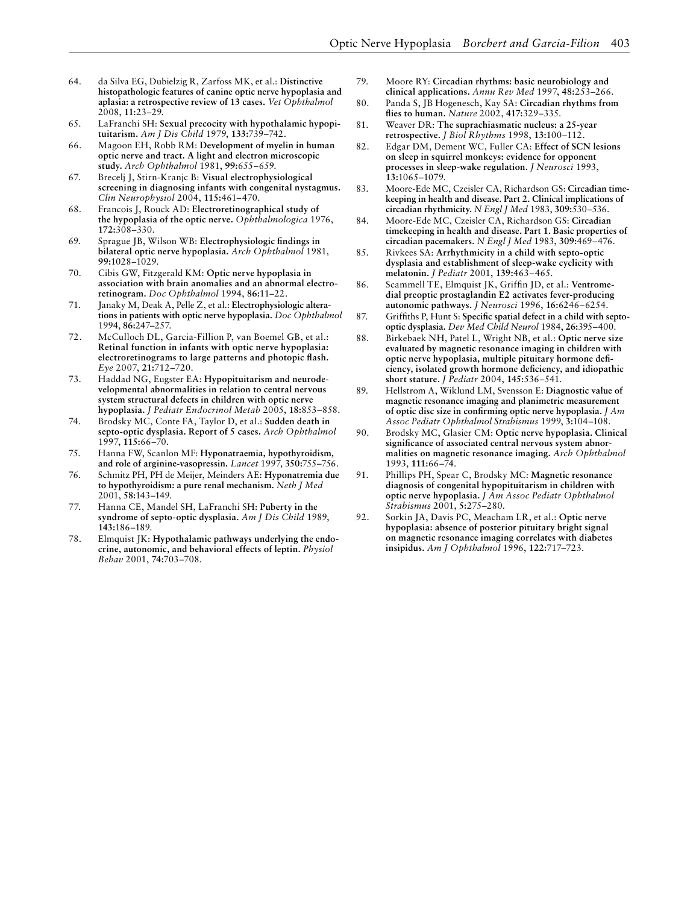64. da Silva EG, Dubielzig R, Zarfoss MK, et al.: **Distinctive histopathologic features of canine optic nerve hypoplasia and aplasia: a retrospective review of 13 cases.** *Vet Ophthalmol* 2008, **11:**23–29.
65. LaFranchi SH: **Sexual precocity with hypothalamic hypopituitarism.** *Am J Dis Child* 1979, **133:**739–742.
66. Magoon EH, Robb RM: **Development of myelin in human optic nerve and tract. A light and electron microscopic study.** *Arch Ophthalmol* 1981, **99:**655–659.
67. Brecelj J, Stirn-Kranjc B: **Visual electrophysiological screening in diagnosing infants with congenital nystagmus.** *Clin Neurophysiol* 2004, **115:**461–470.
68. Francois J, Rouck AD: **Electroretinographical study of the hypoplasia of the optic nerve.** *Ophthalmologica* 1976, **172:**308–330.
69. Sprague JB, Wilson WB: **Electrophysiologic findings in bilateral optic nerve hypoplasia.** *Arch Ophthalmol* 1981, **99:**1028–1029.
70. Cibis GW, Fitzgerald KM: **Optic nerve hypoplasia in association with brain anomalies and an abnormal electroretinogram.** *Doc Ophthalmol* 1994, **86:**11–22.
71. Janaky M, Deak A, Pelle Z, et al.: **Electrophysiologic alterations in patients with optic nerve hypoplasia.** *Doc Ophthalmol* 1994, **86:**247–257.
72. McCulloch DL, Garcia-Fillion P, van Boemel GB, et al.: **Retinal function in infants with optic nerve hypoplasia: electroretinograms to large patterns and photopic flash.** *Eye* 2007, **21:**712–720.
73. Haddad NG, Eugster EA: **Hypopituitarism and neurodevelopmental abnormalities in relation to central nervous system structural defects in children with optic nerve hypoplasia.** *J Pediatr Endocrinol Metab* 2005, **18:**853–858.
74. Brodsky MC, Conte FA, Taylor D, et al.: **Sudden death in septo-optic dysplasia. Report of 5 cases.** *Arch Ophthalmol* 1997, **115:**66–70.
75. Hanna FW, Scanlon MF: **Hyponatraemia, hypothyroidism, and role of arginine-vasopressin.** *Lancet* 1997, **350:**755–756.
76. Schmitz PH, PH de Meijer, Meinders AE: **Hyponatremia due to hypothyroidism: a pure renal mechanism.** *Neth J Med* 2001, **58:**143–149.
77. Hanna CE, Mandel SH, LaFranchi SH: **Puberty in the syndrome of septo-optic dysplasia.** *Am J Dis Child* 1989, **143:**186–189.
78. Elmquist JK: **Hypothalamic pathways underlying the endocrine, autonomic, and behavioral effects of leptin.** *Physiol Behav* 2001, **74:**703–708.
79. Moore RY: **Circadian rhythms: basic neurobiology and clinical applications.** *Annu Rev Med* 1997, **48:**253–266.
80. Panda S, JB Hogenesch, Kay SA: **Circadian rhythms from flies to human.** *Nature* 2002, **417:**329–335.
81. Weaver DR: **The suprachiasmatic nucleus: a 25-year retrospective.** *J Biol Rhythms* 1998, **13:**100–112.
82. Edgar DM, Dement WC, Fuller CA: **Effect of SCN lesions on sleep in squirrel monkeys: evidence for opponent processes in sleep-wake regulation.** *J Neurosci* 1993, **13:**1065–1079.
83. Moore-Ede MC, Czeisler CA, Richardson GS: **Circadian timekeeping in health and disease. Part 2. Clinical implications of circadian rhythmicity.** *N Engl J Med* 1983, **309:**530–536.
84. Moore-Ede MC, Czeisler CA, Richardson GS: **Circadian timekeeping in health and disease. Part 1. Basic properties of circadian pacemakers.** *N Engl J Med* 1983, **309:**469–476.
85. Rivkees SA: **Arrhythmicity in a child with septo-optic dysplasia and establishment of sleep-wake cyclicity with melatonin.** *J Pediatr* 2001, **139:**463–465.
86. Scammell TE, Elmquist JK, Griffin JD, et al.: **Ventromedial preoptic prostaglandin E2 activates fever-producing autonomic pathways.** *J Neurosci* 1996, **16:**6246–6254.
87. Griffiths P, Hunt S: **Specific spatial defect in a child with septo-optic dysplasia.** *Dev Med Child Neurol* 1984, **26:**395–400.
88. Birkebaek NH, Patel L, Wright NB, et al.: **Optic nerve size evaluated by magnetic resonance imaging in children with optic nerve hypoplasia, multiple pituitary hormone deficiency, isolated growth hormone deficiency, and idiopathic short stature.** *J Pediatr* 2004, **145:**536–541.
89. Hellstrom A, Wiklund LM, Svensson E: **Diagnostic value of magnetic resonance imaging and planimetric measurement of optic disc size in confirming optic nerve hypoplasia.** *J Am Assoc Pediatr Ophthalmol Strabismus* 1999, **3:**104–108.
90. Brodsky MC, Glasier CM: **Optic nerve hypoplasia. Clinical significance of associated central nervous system abnormalities on magnetic resonance imaging.** *Arch Ophthalmol* 1993, **111:**66–74.
91. Phillips PH, Spear C, Brodsky MC: **Magnetic resonance diagnosis of congenital hypopituitarism in children with optic nerve hypoplasia.** *J Am Assoc Pediatr Ophthalmol Strabismus* 2001, **5:**275–280.
92. Sorkin JA, Davis PC, Meacham LR, et al.: **Optic nerve hypoplasia: absence of posterior pituitary bright signal on magnetic resonance imaging correlates with diabetes insipidus.** *Am J Ophthalmol* 1996, **122:**717–723.